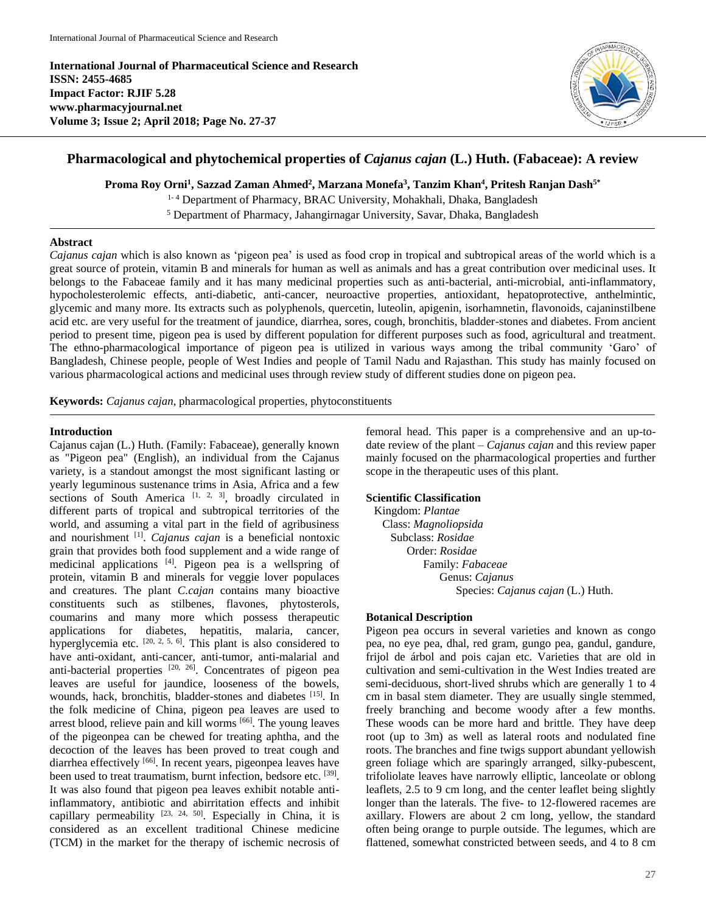International Journal of Pharmaceutical Science and Research
ISSN: 2455-4685
Impact Factor: RJIF 5.28
www.pharmacyjournal.net
Volume 3; Issue 2; April 2018; Page No. 27-37

# Pharmacological and phytochemical properties of *Cajanus cajan* (L.) Huth. (Fabaceae): A review

**Proma Roy Orni[1], Sazzad Zaman Ahmed[2], Marzana Monefa[3], Tanzim Khan[4], Pritesh Ranjan Dash[5*]**

[1-4] Department of Pharmacy, BRAC University, Mohakhali, Dhaka, Bangladesh

[5] Department of Pharmacy, Jahangirnagar University, Savar, Dhaka, Bangladesh

## Abstract

*Cajanus cajan* which is also known as 'pigeon pea' is used as food crop in tropical and subtropical areas of the world which is a great source of protein, vitamin B and minerals for human as well as animals and has a great contribution over medicinal uses. It belongs to the Fabaceae family and it has many medicinal properties such as anti-bacterial, anti-microbial, anti-inflammatory, hypocholesterolemic effects, anti-diabetic, anti-cancer, neuroactive properties, antioxidant, hepatoprotective, anthelmintic, glycemic and many more. Its extracts such as polyphenols, quercetin, luteolin, apigenin, isorhamnetin, flavonoids, cajaninstilbene acid etc. are very useful for the treatment of jaundice, diarrhea, sores, cough, bronchitis, bladder-stones and diabetes. From ancient period to present time, pigeon pea is used by different population for different purposes such as food, agricultural and treatment. The ethno-pharmacological importance of pigeon pea is utilized in various ways among the tribal community 'Garo' of Bangladesh, Chinese people, people of West Indies and people of Tamil Nadu and Rajasthan. This study has mainly focused on various pharmacological actions and medicinal uses through review study of different studies done on pigeon pea.

**Keywords:** *Cajanus cajan*, pharmacological properties, phytoconstituents

## Introduction

Cajanus cajan (L.) Huth. (Family: Fabaceae), generally known as "Pigeon pea" (English), an individual from the Cajanus variety, is a standout amongst the most significant lasting or yearly leguminous sustenance trims in Asia, Africa and a few sections of South America [1, 2, 3], broadly circulated in different parts of tropical and subtropical territories of the world, and assuming a vital part in the field of agribusiness and nourishment [1]. *Cajanus cajan* is a beneficial nontoxic grain that provides both food supplement and a wide range of medicinal applications [4]. Pigeon pea is a wellspring of protein, vitamin B and minerals for veggie lover populaces and creatures. The plant *C.cajan* contains many bioactive constituents such as stilbenes, flavones, phytosterols, coumarins and many more which possess therapeutic applications for diabetes, hepatitis, malaria, cancer, hyperglycemia etc. [20, 2, 5, 6]. This plant is also considered to have anti-oxidant, anti-cancer, anti-tumor, anti-malarial and anti-bacterial properties [20, 26]. Concentrates of pigeon pea leaves are useful for jaundice, looseness of the bowels, wounds, hack, bronchitis, bladder-stones and diabetes [15]. In the folk medicine of China, pigeon pea leaves are used to arrest blood, relieve pain and kill worms [66]. The young leaves of the pigeonpea can be chewed for treating aphtha, and the decoction of the leaves has been proved to treat cough and diarrhea effectively [66]. In recent years, pigeonpea leaves have been used to treat traumatism, burnt infection, bedsore etc. [39]. It was also found that pigeon pea leaves exhibit notable anti-inflammatory, antibiotic and abirritation effects and inhibit capillary permeability [23, 24, 50]. Especially in China, it is considered as an excellent traditional Chinese medicine (TCM) in the market for the therapy of ischemic necrosis of femoral head. This paper is a comprehensive and an up-to-date review of the plant – *Cajanus cajan* and this review paper mainly focused on the pharmacological properties and further scope in the therapeutic uses of this plant.

## Scientific Classification

Kingdom: *Plantae*
Class: *Magnoliopsida*
Subclass: *Rosidae*
Order: *Rosidae*
Family: *Fabaceae*
Genus: *Cajanus*
Species: *Cajanus cajan* (L.) Huth.

## Botanical Description

Pigeon pea occurs in several varieties and known as congo pea, no eye pea, dhal, red gram, gungo pea, gandul, gandure, frijol de árbol and pois cajan etc. Varieties that are old in cultivation and semi-cultivation in the West Indies treated are semi-deciduous, short-lived shrubs which are generally 1 to 4 cm in basal stem diameter. They are usually single stemmed, freely branching and become woody after a few months. These woods can be more hard and brittle. They have deep root (up to 3m) as well as lateral roots and nodulated fine roots. The branches and fine twigs support abundant yellowish green foliage which are sparingly arranged, silky-pubescent, trifoliolate leaves have narrowly elliptic, lanceolate or oblong leaflets, 2.5 to 9 cm long, and the center leaflet being slightly longer than the laterals. The five- to 12-flowered racemes are axillary. Flowers are about 2 cm long, yellow, the standard often being orange to purple outside. The legumes, which are flattened, somewhat constricted between seeds, and 4 to 8 cm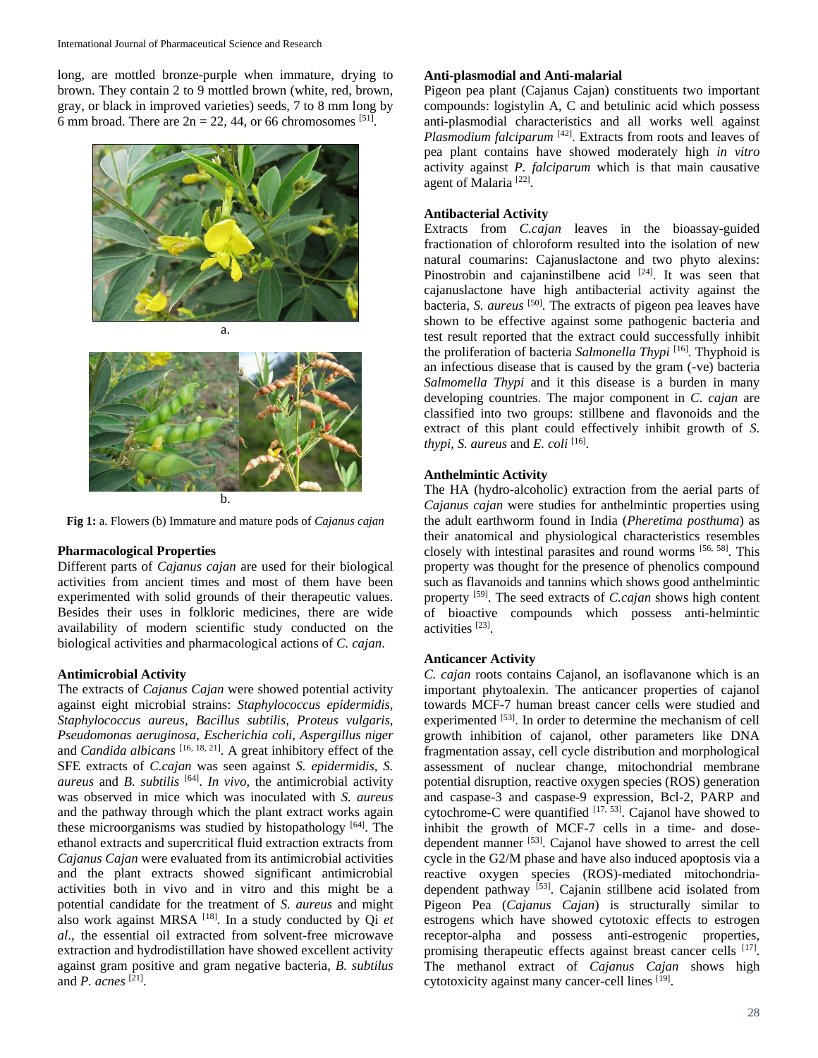long, are mottled bronze-purple when immature, drying to brown. They contain 2 to 9 mottled brown (white, red, brown, gray, or black in improved varieties) seeds, 7 to 8 mm long by 6 mm broad. There are $2n = 22, 44$, or 66 chromosomes [51].

**Fig 1:** a. Flowers (b) Immature and mature pods of *Cajanus cajan*

### Pharmacological Properties

Different parts of *Cajanus cajan* are used for their biological activities from ancient times and most of them have been experimented with solid grounds of their therapeutic values. Besides their uses in folkloric medicines, there are wide availability of modern scientific study conducted on the biological activities and pharmacological actions of *C. cajan*.

### Antimicrobial Activity

The extracts of *Cajanus Cajan* were showed potential activity against eight microbial strains: *Staphylococcus epidermidis*, *Staphylococcus aureus*, *Bacillus subtilis*, *Proteus vulgaris*, *Pseudomonas aeruginosa*, *Escherichia coli*, *Aspergillus niger* and *Candida albicans* [16, 18, 21]. A great inhibitory effect of the SFE extracts of *C.cajan* was seen against *S. epidermidis*, *S. aureus* and *B. subtilis* [64]. *In vivo,* the antimicrobial activity was observed in mice which was inoculated with *S. aureus* and the pathway through which the plant extract works again these microorganisms was studied by histopathology [64]. The ethanol extracts and supercritical fluid extraction extracts from *Cajanus Cajan* were evaluated from its antimicrobial activities and the plant extracts showed significant antimicrobial activities both in vivo and in vitro and this might be a potential candidate for the treatment of *S. aureus* and might also work against MRSA [18]. In a study conducted by Qi *et al*., the essential oil extracted from solvent-free microwave extraction and hydrodistillation have showed excellent activity against gram positive and gram negative bacteria, *B. subtilus* and *P. acnes* [21].

### Anti-plasmodial and Anti-malarial

Pigeon pea plant (Cajanus Cajan) constituents two important compounds: logistylin A, C and betulinic acid which possess anti-plasmodial characteristics and all works well against *Plasmodium falciparum* [42]. Extracts from roots and leaves of pea plant contains have showed moderately high *in vitro* activity against *P. falciparum* which is that main causative agent of Malaria [22].

### Antibacterial Activity

Extracts from *C.cajan* leaves in the bioassay-guided fractionation of chloroform resulted into the isolation of new natural coumarins: Cajanuslactone and two phyto alexins: Pinostrobin and cajaninstilbene acid [24]. It was seen that cajanuslactone have high antibacterial activity against the bacteria, *S. aureus* [50]. The extracts of pigeon pea leaves have shown to be effective against some pathogenic bacteria and test result reported that the extract could successfully inhibit the proliferation of bacteria *Salmonella Thypi* [16]. Thyphoid is an infectious disease that is caused by the gram (-ve) bacteria *Salmomella Thypi* and it this disease is a burden in many developing countries. The major component in *C. cajan* are classified into two groups: stillbene and flavonoids and the extract of this plant could effectively inhibit growth of *S. thypi, S. aureus* and *E. coli* [16].

### Anthelmintic Activity

The HA (hydro-alcoholic) extraction from the aerial parts of *Cajanus cajan* were studies for anthelmintic properties using the adult earthworm found in India (*Pheretima posthuma*) as their anatomical and physiological characteristics resembles closely with intestinal parasites and round worms [56, 58]. This property was thought for the presence of phenolics compound such as flavanoids and tannins which shows good anthelmintic property [59]. The seed extracts of *C.cajan* shows high content of bioactive compounds which possess anti-helmintic activities [23].

### Anticancer Activity

*C. cajan* roots contains Cajanol, an isoflavanone which is an important phytoalexin. The anticancer properties of cajanol towards MCF-7 human breast cancer cells were studied and experimented [53]. In order to determine the mechanism of cell growth inhibition of cajanol, other parameters like DNA fragmentation assay, cell cycle distribution and morphological assessment of nuclear change, mitochondrial membrane potential disruption, reactive oxygen species (ROS) generation and caspase-3 and caspase-9 expression, Bcl-2, PARP and cytochrome-C were quantified [17, 53]. Cajanol have showed to inhibit the growth of MCF-7 cells in a time- and dose-dependent manner [53]. Cajanol have showed to arrest the cell cycle in the G2/M phase and have also induced apoptosis via a reactive oxygen species (ROS)-mediated mitochondria-dependent pathway [53]. Cajanin stillbene acid isolated from Pigeon Pea (*Cajanus Cajan*) is structurally similar to estrogens which have showed cytotoxic effects to estrogen receptor-alpha and possess anti-estrogenic properties, promising therapeutic effects against breast cancer cells [17]. The methanol extract of *Cajanus Cajan* shows high cytotoxicity against many cancer-cell lines [19].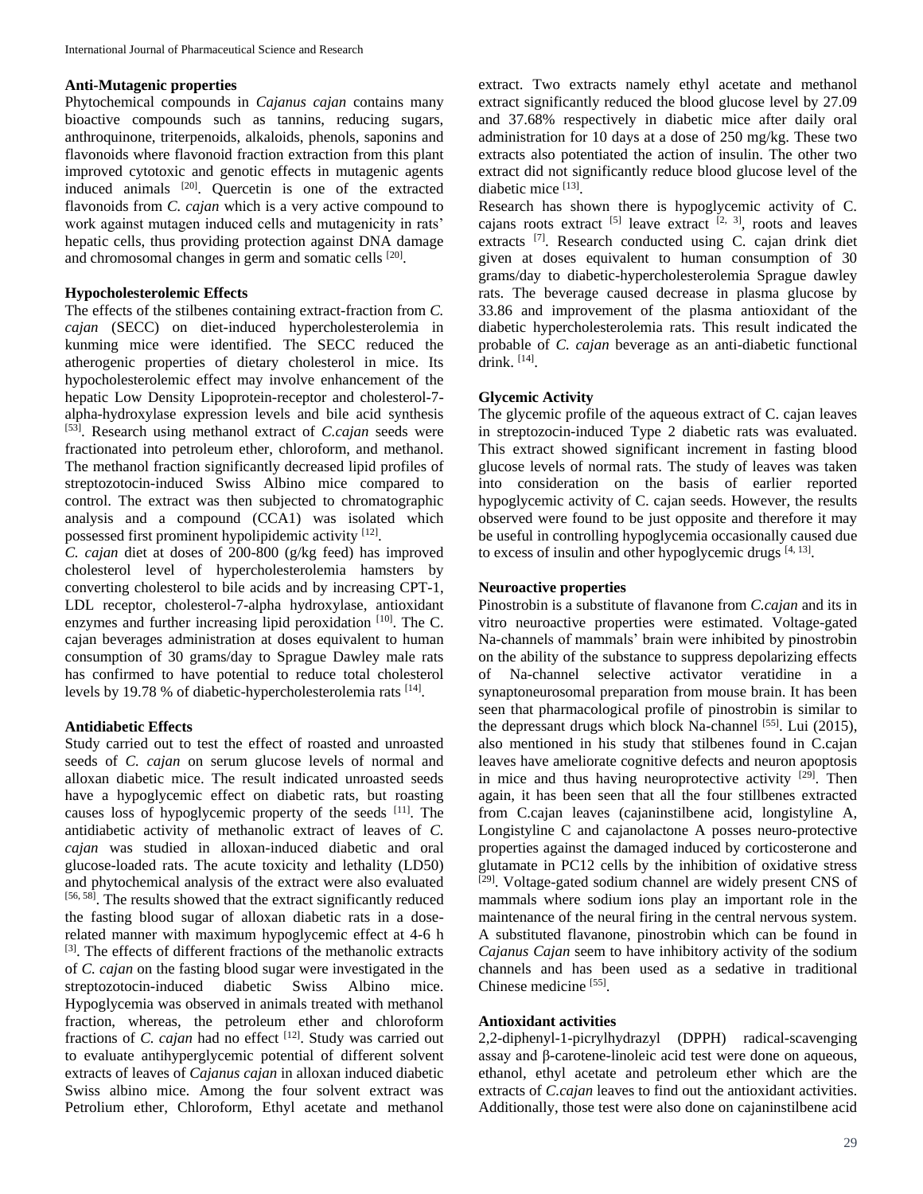### Anti-Mutagenic properties

Phytochemical compounds in *Cajanus cajan* contains many bioactive compounds such as tannins, reducing sugars, anthroquinone, triterpenoids, alkaloids, phenols, saponins and flavonoids where flavonoid fraction extraction from this plant improved cytotoxic and genotic effects in mutagenic agents induced animals [20]. Quercetin is one of the extracted flavonoids from *C. cajan* which is a very active compound to work against mutagen induced cells and mutagenicity in rats' hepatic cells, thus providing protection against DNA damage and chromosomal changes in germ and somatic cells [20].

### Hypocholesterolemic Effects

The effects of the stilbenes containing extract-fraction from *C. cajan* (SECC) on diet-induced hypercholesterolemia in kunming mice were identified. The SECC reduced the atherogenic properties of dietary cholesterol in mice. Its hypocholesterolemic effect may involve enhancement of the hepatic Low Density Lipoprotein-receptor and cholesterol-7-alpha-hydroxylase expression levels and bile acid synthesis [53]. Research using methanol extract of *C.cajan* seeds were fractionated into petroleum ether, chloroform, and methanol. The methanol fraction significantly decreased lipid profiles of streptozotocin-induced Swiss Albino mice compared to control. The extract was then subjected to chromatographic analysis and a compound (CCA1) was isolated which possessed first prominent hypolipidemic activity [12].

*C. cajan* diet at doses of 200-800 (g/kg feed) has improved cholesterol level of hypercholesterolemia hamsters by converting cholesterol to bile acids and by increasing CPT-1, LDL receptor, cholesterol-7-alpha hydroxylase, antioxidant enzymes and further increasing lipid peroxidation [10]. The C. cajan beverages administration at doses equivalent to human consumption of 30 grams/day to Sprague Dawley male rats has confirmed to have potential to reduce total cholesterol levels by 19.78 % of diabetic-hypercholesterolemia rats [14].

### Antidiabetic Effects

Study carried out to test the effect of roasted and unroasted seeds of *C. cajan* on serum glucose levels of normal and alloxan diabetic mice. The result indicated unroasted seeds have a hypoglycemic effect on diabetic rats, but roasting causes loss of hypoglycemic property of the seeds [11]. The antidiabetic activity of methanolic extract of leaves of *C. cajan* was studied in alloxan-induced diabetic and oral glucose-loaded rats. The acute toxicity and lethality (LD50) and phytochemical analysis of the extract were also evaluated [56, 58]. The results showed that the extract significantly reduced the fasting blood sugar of alloxan diabetic rats in a dose-related manner with maximum hypoglycemic effect at 4-6 h [3]. The effects of different fractions of the methanolic extracts of *C. cajan* on the fasting blood sugar were investigated in the streptozotocin-induced diabetic Swiss Albino mice. Hypoglycemia was observed in animals treated with methanol fraction, whereas, the petroleum ether and chloroform fractions of *C. cajan* had no effect [12]. Study was carried out to evaluate antihyperglycemic potential of different solvent extracts of leaves of *Cajanus cajan* in alloxan induced diabetic Swiss albino mice. Among the four solvent extract was Petrolium ether, Chloroform, Ethyl acetate and methanol extract. Two extracts namely ethyl acetate and methanol extract significantly reduced the blood glucose level by 27.09 and 37.68% respectively in diabetic mice after daily oral administration for 10 days at a dose of 250 mg/kg. These two extracts also potentiated the action of insulin. The other two extract did not significantly reduce blood glucose level of the diabetic mice [13].

Research has shown there is hypoglycemic activity of C. cajans roots extract [5] leave extract [2, 3], roots and leaves extracts [7]. Research conducted using C. cajan drink diet given at doses equivalent to human consumption of 30 grams/day to diabetic-hypercholesterolemia Sprague dawley rats. The beverage caused decrease in plasma glucose by 33.86 and improvement of the plasma antioxidant of the diabetic hypercholesterolemia rats. This result indicated the probable of *C. cajan* beverage as an anti-diabetic functional drink. [14].

### Glycemic Activity

The glycemic profile of the aqueous extract of C. cajan leaves in streptozocin-induced Type 2 diabetic rats was evaluated. This extract showed significant increment in fasting blood glucose levels of normal rats. The study of leaves was taken into consideration on the basis of earlier reported hypoglycemic activity of C. cajan seeds. However, the results observed were found to be just opposite and therefore it may be useful in controlling hypoglycemia occasionally caused due to excess of insulin and other hypoglycemic drugs [4, 13].

### Neuroactive properties

Pinostrobin is a substitute of flavanone from *C.cajan* and its in vitro neuroactive properties were estimated. Voltage-gated Na-channels of mammals' brain were inhibited by pinostrobin on the ability of the substance to suppress depolarizing effects of Na-channel selective activator veratidine in a synaptoneurosomal preparation from mouse brain. It has been seen that pharmacological profile of pinostrobin is similar to the depressant drugs which block Na-channel [55]. Lui (2015), also mentioned in his study that stilbenes found in C.cajan leaves have ameliorate cognitive defects and neuron apoptosis in mice and thus having neuroprotective activity [29]. Then again, it has been seen that all the four stillbenes extracted from C.cajan leaves (cajaninstilbene acid, longistyline A, Longistyline C and cajanolactone A posses neuro-protective properties against the damaged induced by corticosterone and glutamate in PC12 cells by the inhibition of oxidative stress [29]. Voltage-gated sodium channel are widely present CNS of mammals where sodium ions play an important role in the maintenance of the neural firing in the central nervous system. A substituted flavanone, pinostrobin which can be found in *Cajanus Cajan* seem to have inhibitory activity of the sodium channels and has been used as a sedative in traditional Chinese medicine [55].

### Antioxidant activities

2,2-diphenyl-1-picrylhydrazyl (DPPH) radical-scavenging assay and β-carotene-linoleic acid test were done on aqueous, ethanol, ethyl acetate and petroleum ether which are the extracts of *C.cajan* leaves to find out the antioxidant activities. Additionally, those test were also done on cajaninstilbene acid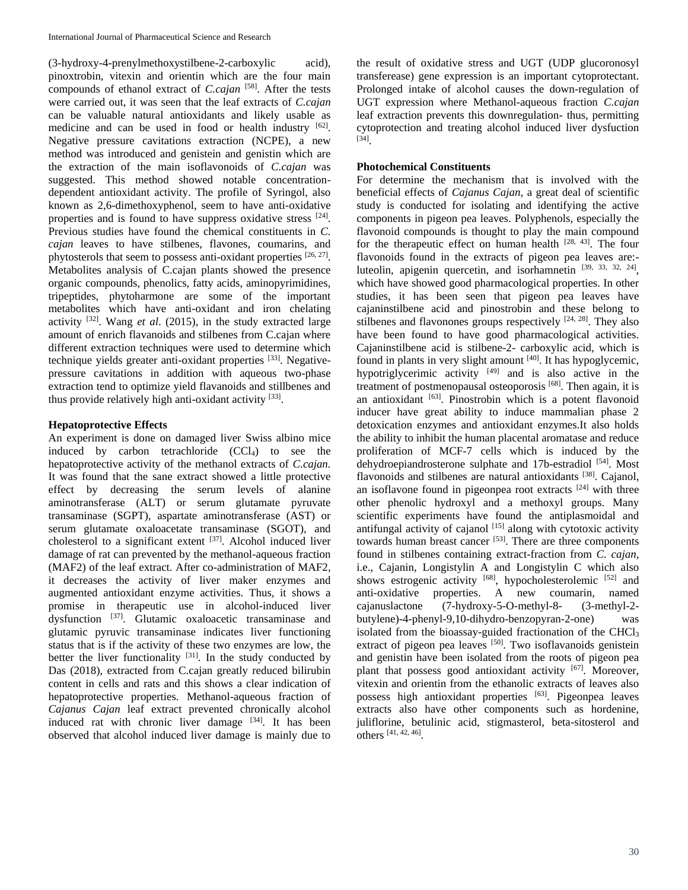(3-hydroxy-4-prenylmethoxystilbene-2-carboxylic acid), pinoxtrobin, vitexin and orientin which are the four main compounds of ethanol extract of *C.cajan* [58]. After the tests were carried out, it was seen that the leaf extracts of *C.cajan* can be valuable natural antioxidants and likely usable as medicine and can be used in food or health industry [62]. Negative pressure cavitations extraction (NCPE), a new method was introduced and genistein and genistin which are the extraction of the main isoflavonoids of *C.cajan* was suggested. This method showed notable concentration-dependent antioxidant activity. The profile of Syringol, also known as 2,6-dimethoxyphenol, seem to have anti-oxidative properties and is found to have suppress oxidative stress [24]. Previous studies have found the chemical constituents in *C. cajan* leaves to have stilbenes, flavones, coumarins, and phytosterols that seem to possess anti-oxidant properties [26, 27]. Metabolites analysis of C.cajan plants showed the presence organic compounds, phenolics, fatty acids, aminopyrimidines, tripeptides, phytoharmone are some of the important metabolites which have anti-oxidant and iron chelating activity [32]. Wang *et al*. (2015), in the study extracted large amount of enrich flavanoids and stilbenes from C.cajan where different extraction techniques were used to determine which technique yields greater anti-oxidant properties [33]. Negative-pressure cavitations in addition with aqueous two-phase extraction tend to optimize yield flavanoids and stillbenes and thus provide relatively high anti-oxidant activity [33].

**Hepatoprotective Effects**

An experiment is done on damaged liver Swiss albino mice induced by carbon tetrachloride ($CCl_4$) to see the hepatoprotective activity of the methanol extracts of *C.cajan*. It was found that the sane extract showed a little protective effect by decreasing the serum levels of alanine aminotransferase (ALT) or serum glutamate pyruvate transaminase (SGPT), aspartate aminotransferase (AST) or serum glutamate oxaloacetate transaminase (SGOT), and cholesterol to a significant extent [37]. Alcohol induced liver damage of rat can prevented by the methanol-aqueous fraction (MAF2) of the leaf extract. After co-administration of MAF2, it decreases the activity of liver maker enzymes and augmented antioxidant enzyme activities. Thus, it shows a promise in therapeutic use in alcohol-induced liver dysfunction [37]. Glutamic oxaloacetic transaminase and glutamic pyruvic transaminase indicates liver functioning status that is if the activity of these two enzymes are low, the better the liver functionality [31]. In the study conducted by Das (2018), extracted from C.cajan greatly reduced bilirubin content in cells and rats and this shows a clear indication of hepatoprotective properties. Methanol-aqueous fraction of *Cajanus Cajan* leaf extract prevented chronically alcohol induced rat with chronic liver damage [34]. It has been observed that alcohol induced liver damage is mainly due to the result of oxidative stress and UGT (UDP glucoronosyl transferease) gene expression is an important cytoprotectant. Prolonged intake of alcohol causes the down-regulation of UGT expression where Methanol-aqueous fraction *C.cajan* leaf extraction prevents this downregulation- thus, permitting cytoprotection and treating alcohol induced liver dysfuction [34].

**Photochemical Constituents**

For determine the mechanism that is involved with the beneficial effects of *Cajanus Cajan*, a great deal of scientific study is conducted for isolating and identifying the active components in pigeon pea leaves. Polyphenols, especially the flavonoid compounds is thought to play the main compound for the therapeutic effect on human health [28, 43]. The four flavonoids found in the extracts of pigeon pea leaves are:- luteolin, apigenin quercetin, and isorhamnetin [39, 33, 32, 24], which have showed good pharmacological properties. In other studies, it has been seen that pigeon pea leaves have cajaninstilbene acid and pinostrobin and these belong to stilbenes and flavonones groups respectively [24, 28]. They also have been found to have good pharmacological activities. Cajaninstilbene acid is stilbene-2- carboxylic acid, which is found in plants in very slight amount [40]. It has hypoglycemic, hypotriglycerimic activity [49] and is also active in the treatment of postmenopausal osteoporosis [68]. Then again, it is an antioxidant [63]. Pinostrobin which is a potent flavonoid inducer have great ability to induce mammalian phase 2 detoxication enzymes and antioxidant enzymes.It also holds the ability to inhibit the human placental aromatase and reduce proliferation of MCF-7 cells which is induced by the dehydroepiandrosterone sulphate and 17b-estradiol [54]. Most flavonoids and stilbenes are natural antioxidants [38]. Cajanol, an isoflavone found in pigeonpea root extracts [24] with three other phenolic hydroxyl and a methoxyl groups. Many scientific experiments have found the antiplasmoidal and antifungal activity of cajanol [15] along with cytotoxic activity towards human breast cancer [53]. There are three components found in stilbenes containing extract-fraction from *C. cajan*, i.e., Cajanin, Longistylin A and Longistylin C which also shows estrogenic activity [68], hypocholesterolemic [52] and anti-oxidative properties. A new coumarin, named cajanuslactone (7-hydroxy-5-O-methyl-8- (3-methyl-2-butylene)-4-phenyl-9,10-dihydro-benzopyran-2-one) was isolated from the bioassay-guided fractionation of the $CHCl_3$ extract of pigeon pea leaves [50]. Two isoflavanoids genistein and genistin have been isolated from the roots of pigeon pea plant that possess good antioxidant activity [67]. Moreover, vitexin and orientin from the ethanolic extracts of leaves also possess high antioxidant properties [63]. Pigeonpea leaves extracts also have other components such as hordenine, juliflorine, betulinic acid, stigmasterol, beta-sitosterol and others [41, 42, 46].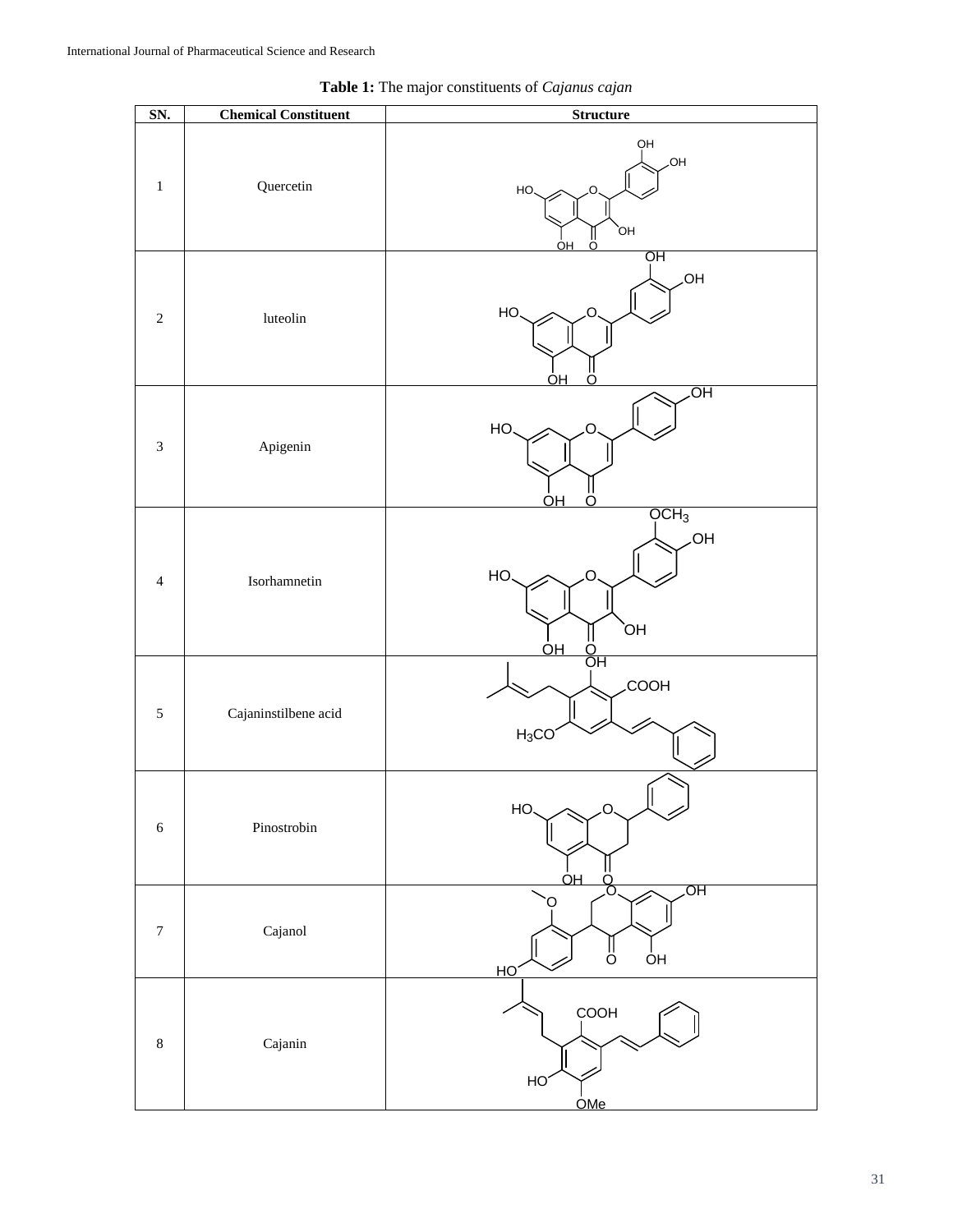**Table 1:** The major constituents of *Cajanus cajan*

| SN. | Chemical Constituent | Structure |
|---|---|---|
| 1 | Quercetin | |
| 2 | luteolin | |
| 3 | Apigenin | |
| 4 | Isorhamnetin | |
| 5 | Cajaninstilbene acid | |
| 6 | Pinostrobin | |
| 7 | Cajanol | |
| 8 | Cajanin | |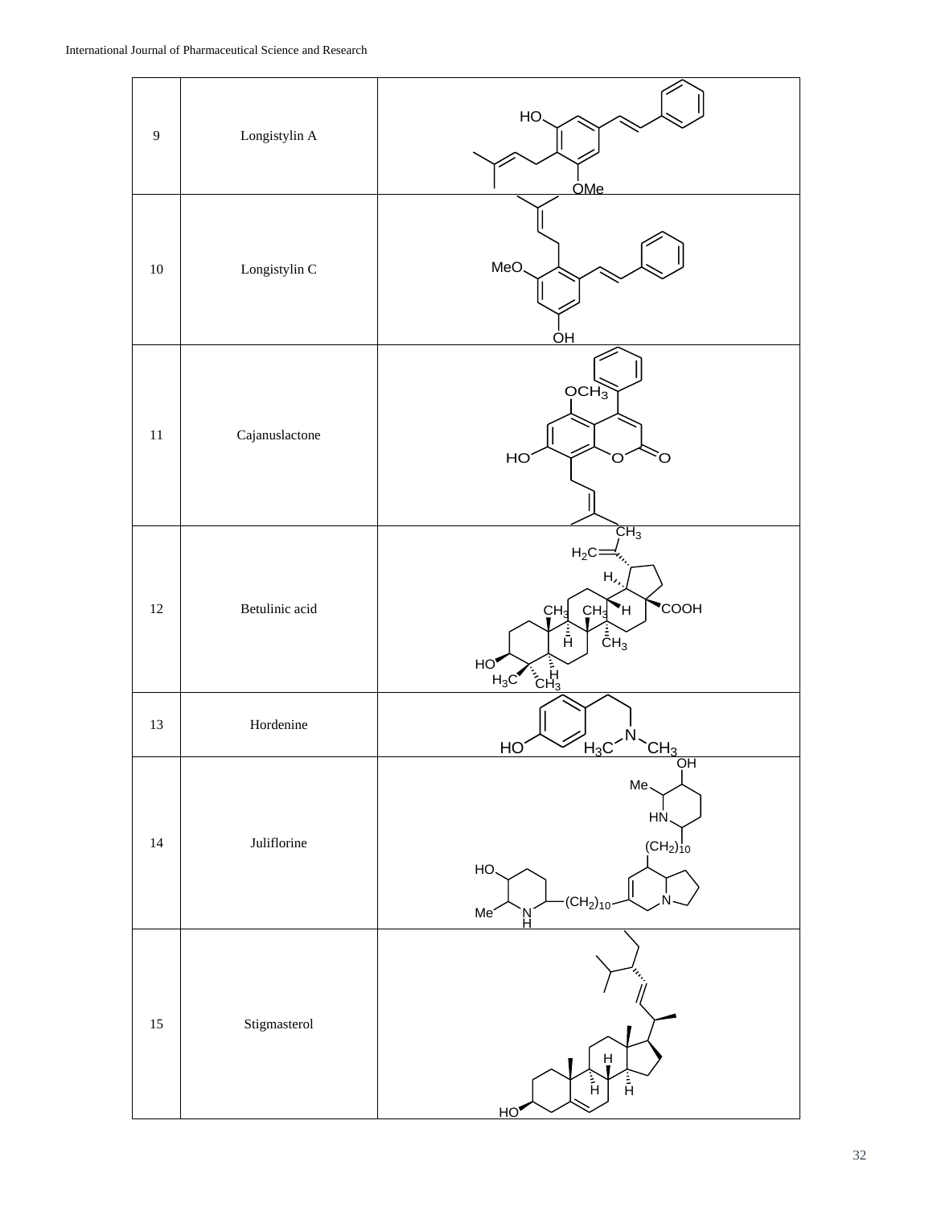| | | |
|---|---|---|
| 9 | Longistylin A | HO, OMe |
| 10 | Longistylin C | MeO, OH |
| 11 | Cajanuslactone | $OCH_3$, HO, O, O |
| 12 | Betulinic acid | $CH_3$, $H_2C$, H, $CH_3$, $CH_3$, H, COOH, H, $CH_3$, HO, $H_3C$, H, $CH_3$ |
| 13 | Hordenine | HO, $H_3C$, N, $CH_3$ |
| 14 | Juliflorine | OH, Me, HN, $(CH_2)_{10}$, HO, Me, N H, $(CH_2)_{10}$, N |
| 15 | Stigmasterol | H, H, H, HO |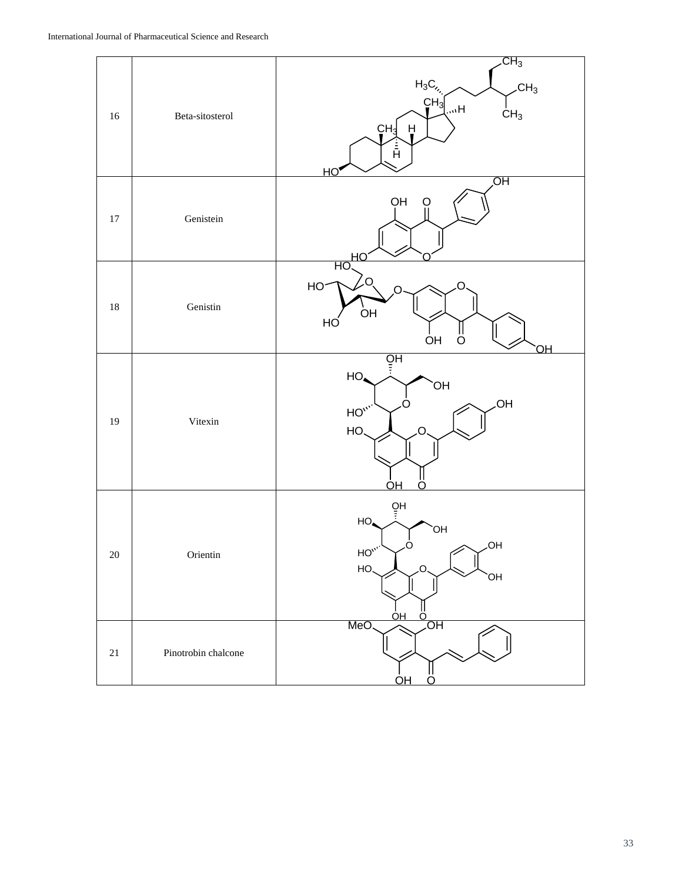| 16 | Beta-sitosterol | |
|---|---|---|
| 17 | Genistein | |
| 18 | Genistin | |
| 19 | Vitexin | |
| 20 | Orientin | |
| 21 | Pinotrobin chalcone | |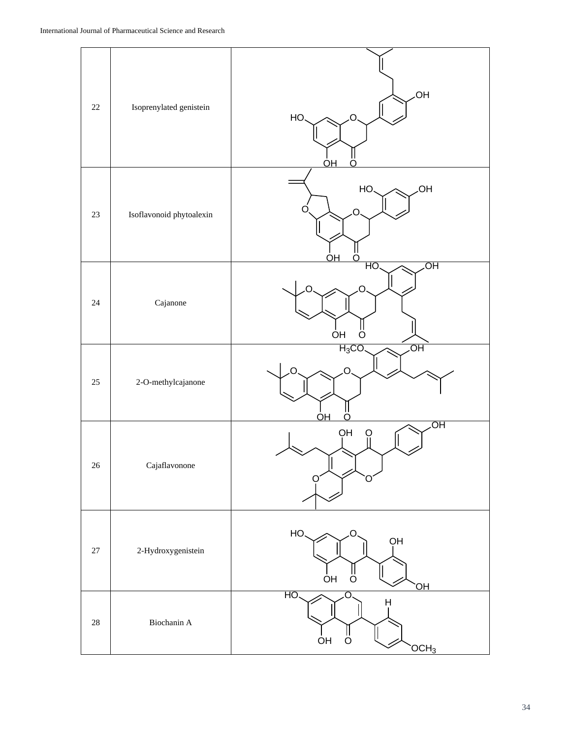| 22 | Isoprenylated genistein | |
|---|---|---|
| 23 | Isoflavonoid phytoalexin | |
| 24 | Cajanone | |
| 25 | 2-O-methylcajanone | |
| 26 | Cajaflavonone | |
| 27 | 2-Hydroxygenistein | |
| 28 | Biochanin A | |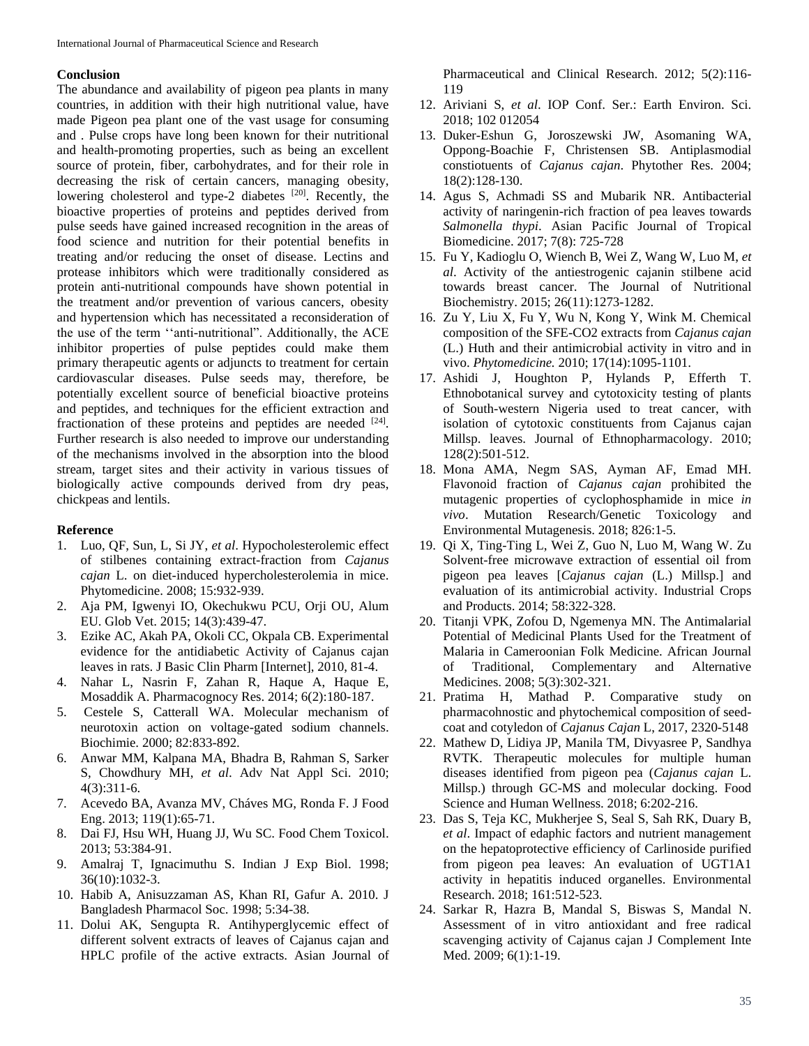## Conclusion

The abundance and availability of pigeon pea plants in many countries, in addition with their high nutritional value, have made Pigeon pea plant one of the vast usage for consuming and . Pulse crops have long been known for their nutritional and health-promoting properties, such as being an excellent source of protein, fiber, carbohydrates, and for their role in decreasing the risk of certain cancers, managing obesity, lowering cholesterol and type-2 diabetes [20]. Recently, the bioactive properties of proteins and peptides derived from pulse seeds have gained increased recognition in the areas of food science and nutrition for their potential benefits in treating and/or reducing the onset of disease. Lectins and protease inhibitors which were traditionally considered as protein anti-nutritional compounds have shown potential in the treatment and/or prevention of various cancers, obesity and hypertension which has necessitated a reconsideration of the use of the term ''anti-nutritional". Additionally, the ACE inhibitor properties of pulse peptides could make them primary therapeutic agents or adjuncts to treatment for certain cardiovascular diseases. Pulse seeds may, therefore, be potentially excellent source of beneficial bioactive proteins and peptides, and techniques for the efficient extraction and fractionation of these proteins and peptides are needed [24]. Further research is also needed to improve our understanding of the mechanisms involved in the absorption into the blood stream, target sites and their activity in various tissues of biologically active compounds derived from dry peas, chickpeas and lentils.

## Reference

1. Luo, QF, Sun, L, Si JY, *et al*. Hypocholesterolemic effect of stilbenes containing extract-fraction from *Cajanus cajan* L. on diet-induced hypercholesterolemia in mice. Phytomedicine. 2008; 15:932-939.
2. Aja PM, Igwenyi IO, Okechukwu PCU, Orji OU, Alum EU. Glob Vet. 2015; 14(3):439-47.
3. Ezike AC, Akah PA, Okoli CC, Okpala CB. Experimental evidence for the antidiabetic Activity of Cajanus cajan leaves in rats. J Basic Clin Pharm [Internet], 2010, 81-4.
4. Nahar L, Nasrin F, Zahan R, Haque A, Haque E, Mosaddik A. Pharmacognocy Res. 2014; 6(2):180-187.
5. Cestele S, Catterall WA. Molecular mechanism of neurotoxin action on voltage-gated sodium channels. Biochimie. 2000; 82:833-892.
6. Anwar MM, Kalpana MA, Bhadra B, Rahman S, Sarker S, Chowdhury MH, *et al*. Adv Nat Appl Sci. 2010; 4(3):311-6.
7. Acevedo BA, Avanza MV, Cháves MG, Ronda F. J Food Eng. 2013; 119(1):65-71.
8. Dai FJ, Hsu WH, Huang JJ, Wu SC. Food Chem Toxicol. 2013; 53:384-91.
9. Amalraj T, Ignacimuthu S. Indian J Exp Biol. 1998; 36(10):1032-3.
10. Habib A, Anisuzzaman AS, Khan RI, Gafur A. 2010. J Bangladesh Pharmacol Soc. 1998; 5:34-38.
11. Dolui AK, Sengupta R. Antihyperglycemic effect of different solvent extracts of leaves of Cajanus cajan and HPLC profile of the active extracts. Asian Journal of Pharmaceutical and Clinical Research. 2012; 5(2):116-119
12. Ariviani S, *et al*. IOP Conf. Ser.: Earth Environ. Sci. 2018; 102 012054
13. Duker-Eshun G, Joroszewski JW, Asomaning WA, Oppong-Boachie F, Christensen SB. Antiplasmodial constiotuents of *Cajanus cajan*. Phytother Res. 2004; 18(2):128-130.
14. Agus S, Achmadi SS and Mubarik NR. Antibacterial activity of naringenin-rich fraction of pea leaves towards *Salmonella thypi*. Asian Pacific Journal of Tropical Biomedicine. 2017; 7(8): 725-728
15. Fu Y, Kadioglu O, Wiench B, Wei Z, Wang W, Luo M, *et al*. Activity of the antiestrogenic cajanin stilbene acid towards breast cancer. The Journal of Nutritional Biochemistry. 2015; 26(11):1273-1282.
16. Zu Y, Liu X, Fu Y, Wu N, Kong Y, Wink M. Chemical composition of the SFE-CO2 extracts from *Cajanus cajan* (L.) Huth and their antimicrobial activity in vitro and in vivo. *Phytomedicine.* 2010; 17(14):1095-1101.
17. Ashidi J, Houghton P, Hylands P, Efferth T. Ethnobotanical survey and cytotoxicity testing of plants of South-western Nigeria used to treat cancer, with isolation of cytotoxic constituents from Cajanus cajan Millsp. leaves. Journal of Ethnopharmacology. 2010; 128(2):501-512.
18. Mona AMA, Negm SAS, Ayman AF, Emad MH. Flavonoid fraction of *Cajanus cajan* prohibited the mutagenic properties of cyclophosphamide in mice *in vivo*. Mutation Research/Genetic Toxicology and Environmental Mutagenesis. 2018; 826:1-5.
19. Qi X, Ting-Ting L, Wei Z, Guo N, Luo M, Wang W. Zu Solvent-free microwave extraction of essential oil from pigeon pea leaves [*Cajanus cajan* (L.) Millsp.] and evaluation of its antimicrobial activity. Industrial Crops and Products. 2014; 58:322-328.
20. Titanji VPK, Zofou D, Ngemenya MN. The Antimalarial Potential of Medicinal Plants Used for the Treatment of Malaria in Cameroonian Folk Medicine. African Journal of Traditional, Complementary and Alternative Medicines. 2008; 5(3):302-321.
21. Pratima H, Mathad P. Comparative study on pharmacohnostic and phytochemical composition of seed-coat and cotyledon of *Cajanus Cajan* L, 2017, 2320-5148
22. Mathew D, Lidiya JP, Manila TM, Divyasree P, Sandhya RVTK. Therapeutic molecules for multiple human diseases identified from pigeon pea (*Cajanus cajan* L. Millsp.) through GC-MS and molecular docking. Food Science and Human Wellness. 2018; 6:202-216.
23. Das S, Teja KC, Mukherjee S, Seal S, Sah RK, Duary B, *et al*. Impact of edaphic factors and nutrient management on the hepatoprotective efficiency of Carlinoside purified from pigeon pea leaves: An evaluation of UGT1A1 activity in hepatitis induced organelles. Environmental Research. 2018; 161:512-523.
24. Sarkar R, Hazra B, Mandal S, Biswas S, Mandal N. Assessment of in vitro antioxidant and free radical scavenging activity of Cajanus cajan J Complement Inte Med. 2009; 6(1):1-19.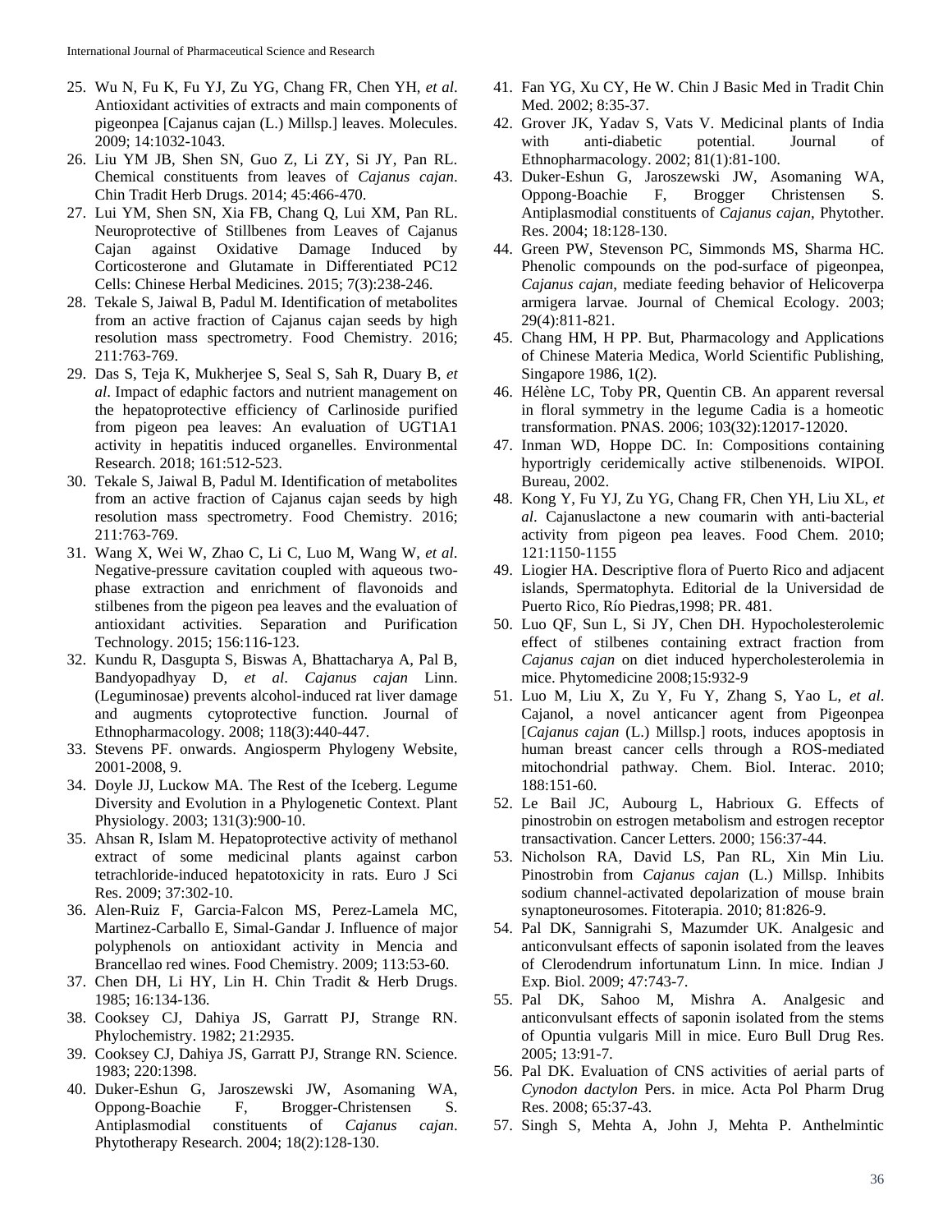25. Wu N, Fu K, Fu YJ, Zu YG, Chang FR, Chen YH, *et al*. Antioxidant activities of extracts and main components of pigeonpea [Cajanus cajan (L.) Millsp.] leaves. Molecules. 2009; 14:1032-1043.
26. Liu YM JB, Shen SN, Guo Z, Li ZY, Si JY, Pan RL. Chemical constituents from leaves of *Cajanus cajan*. Chin Tradit Herb Drugs. 2014; 45:466-470.
27. Lui YM, Shen SN, Xia FB, Chang Q, Lui XM, Pan RL. Neuroprotective of Stillbenes from Leaves of Cajanus Cajan against Oxidative Damage Induced by Corticosterone and Glutamate in Differentiated PC12 Cells: Chinese Herbal Medicines. 2015; 7(3):238-246.
28. Tekale S, Jaiwal B, Padul M. Identification of metabolites from an active fraction of Cajanus cajan seeds by high resolution mass spectrometry. Food Chemistry. 2016; 211:763-769.
29. Das S, Teja K, Mukherjee S, Seal S, Sah R, Duary B, *et al*. Impact of edaphic factors and nutrient management on the hepatoprotective efficiency of Carlinoside purified from pigeon pea leaves: An evaluation of UGT1A1 activity in hepatitis induced organelles. Environmental Research. 2018; 161:512-523.
30. Tekale S, Jaiwal B, Padul M. Identification of metabolites from an active fraction of Cajanus cajan seeds by high resolution mass spectrometry. Food Chemistry. 2016; 211:763-769.
31. Wang X, Wei W, Zhao C, Li C, Luo M, Wang W, *et al*. Negative-pressure cavitation coupled with aqueous two-phase extraction and enrichment of flavonoids and stilbenes from the pigeon pea leaves and the evaluation of antioxidant activities. Separation and Purification Technology. 2015; 156:116-123.
32. Kundu R, Dasgupta S, Biswas A, Bhattacharya A, Pal B, Bandyopadhyay D, *et al*. *Cajanus cajan* Linn. (Leguminosae) prevents alcohol-induced rat liver damage and augments cytoprotective function. Journal of Ethnopharmacology. 2008; 118(3):440-447.
33. Stevens PF. onwards. Angiosperm Phylogeny Website, 2001-2008, 9.
34. Doyle JJ, Luckow MA. The Rest of the Iceberg. Legume Diversity and Evolution in a Phylogenetic Context. Plant Physiology. 2003; 131(3):900-10.
35. Ahsan R, Islam M. Hepatoprotective activity of methanol extract of some medicinal plants against carbon tetrachloride-induced hepatotoxicity in rats. Euro J Sci Res. 2009; 37:302-10.
36. Alen-Ruiz F, Garcia-Falcon MS, Perez-Lamela MC, Martinez-Carballo E, Simal-Gandar J. Influence of major polyphenols on antioxidant activity in Mencia and Brancellao red wines. Food Chemistry. 2009; 113:53-60.
37. Chen DH, Li HY, Lin H. Chin Tradit & Herb Drugs. 1985; 16:134-136.
38. Cooksey CJ, Dahiya JS, Garratt PJ, Strange RN. Phylochemistry. 1982; 21:2935.
39. Cooksey CJ, Dahiya JS, Garratt PJ, Strange RN. Science. 1983; 220:1398.
40. Duker-Eshun G, Jaroszewski JW, Asomaning WA, Oppong-Boachie F, Brogger-Christensen S. Antiplasmodial constituents of *Cajanus cajan*. Phytotherapy Research. 2004; 18(2):128-130.
41. Fan YG, Xu CY, He W. Chin J Basic Med in Tradit Chin Med. 2002; 8:35-37.
42. Grover JK, Yadav S, Vats V. Medicinal plants of India with anti-diabetic potential. Journal of Ethnopharmacology. 2002; 81(1):81-100.
43. Duker-Eshun G, Jaroszewski JW, Asomaning WA, Oppong-Boachie F, Brogger Christensen S. Antiplasmodial constituents of *Cajanus cajan*, Phytother. Res. 2004; 18:128-130.
44. Green PW, Stevenson PC, Simmonds MS, Sharma HC. Phenolic compounds on the pod-surface of pigeonpea, *Cajanus cajan*, mediate feeding behavior of Helicoverpa armigera larvae. Journal of Chemical Ecology. 2003; 29(4):811-821.
45. Chang HM, H PP. But, Pharmacology and Applications of Chinese Materia Medica, World Scientific Publishing, Singapore 1986, 1(2).
46. Hélène LC, Toby PR, Quentin CB. An apparent reversal in floral symmetry in the legume Cadia is a homeotic transformation. PNAS. 2006; 103(32):12017-12020.
47. Inman WD, Hoppe DC. In: Compositions containing hyportrigly ceridemically active stilbenenoids. WIPOI. Bureau, 2002.
48. Kong Y, Fu YJ, Zu YG, Chang FR, Chen YH, Liu XL, *et al*. Cajanuslactone a new coumarin with anti-bacterial activity from pigeon pea leaves. Food Chem. 2010; 121:1150-1155
49. Liogier HA. Descriptive flora of Puerto Rico and adjacent islands, Spermatophyta. Editorial de la Universidad de Puerto Rico, Río Piedras,1998; PR. 481.
50. Luo QF, Sun L, Si JY, Chen DH. Hypocholesterolemic effect of stilbenes containing extract fraction from *Cajanus cajan* on diet induced hypercholesterolemia in mice. Phytomedicine 2008;15:932-9
51. Luo M, Liu X, Zu Y, Fu Y, Zhang S, Yao L, *et al*. Cajanol, a novel anticancer agent from Pigeonpea [*Cajanus cajan* (L.) Millsp.] roots, induces apoptosis in human breast cancer cells through a ROS-mediated mitochondrial pathway. Chem. Biol. Interac. 2010; 188:151-60.
52. Le Bail JC, Aubourg L, Habrioux G. Effects of pinostrobin on estrogen metabolism and estrogen receptor transactivation. Cancer Letters. 2000; 156:37-44.
53. Nicholson RA, David LS, Pan RL, Xin Min Liu. Pinostrobin from *Cajanus cajan* (L.) Millsp. Inhibits sodium channel-activated depolarization of mouse brain synaptoneurosomes. Fitoterapia. 2010; 81:826-9.
54. Pal DK, Sannigrahi S, Mazumder UK. Analgesic and anticonvulsant effects of saponin isolated from the leaves of Clerodendrum infortunatum Linn. In mice. Indian J Exp. Biol. 2009; 47:743-7.
55. Pal DK, Sahoo M, Mishra A. Analgesic and anticonvulsant effects of saponin isolated from the stems of Opuntia vulgaris Mill in mice. Euro Bull Drug Res. 2005; 13:91-7.
56. Pal DK. Evaluation of CNS activities of aerial parts of *Cynodon dactylon* Pers. in mice. Acta Pol Pharm Drug Res. 2008; 65:37-43.
57. Singh S, Mehta A, John J, Mehta P. Anthelmintic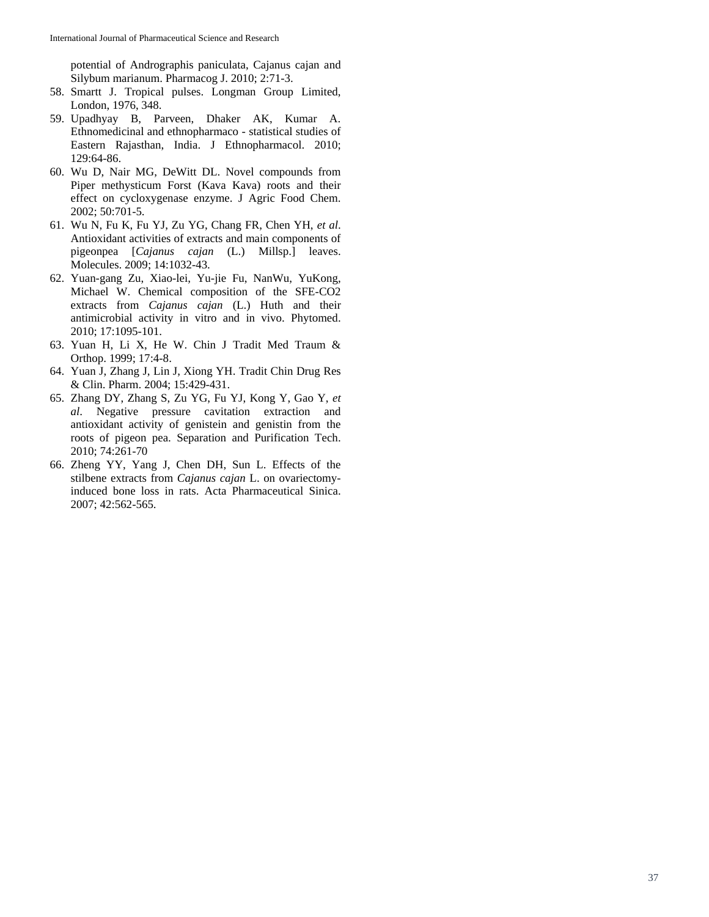potential of Andrographis paniculata, Cajanus cajan and Silybum marianum. Pharmacog J. 2010; 2:71-3.

58. Smartt J. Tropical pulses. Longman Group Limited, London, 1976, 348.
59. Upadhyay B, Parveen, Dhaker AK, Kumar A. Ethnomedicinal and ethnopharmaco - statistical studies of Eastern Rajasthan, India. J Ethnopharmacol. 2010; 129:64-86.
60. Wu D, Nair MG, DeWitt DL. Novel compounds from Piper methysticum Forst (Kava Kava) roots and their effect on cycloxygenase enzyme. J Agric Food Chem. 2002; 50:701-5.
61. Wu N, Fu K, Fu YJ, Zu YG, Chang FR, Chen YH, *et al*. Antioxidant activities of extracts and main components of pigeonpea [*Cajanus cajan* (L.) Millsp.] leaves. Molecules. 2009; 14:1032-43.
62. Yuan-gang Zu, Xiao-lei, Yu-jie Fu, NanWu, YuKong, Michael W. Chemical composition of the SFE-CO2 extracts from *Cajanus cajan* (L.) Huth and their antimicrobial activity in vitro and in vivo. Phytomed. 2010; 17:1095-101.
63. Yuan H, Li X, He W. Chin J Tradit Med Traum & Orthop. 1999; 17:4-8.
64. Yuan J, Zhang J, Lin J, Xiong YH. Tradit Chin Drug Res & Clin. Pharm. 2004; 15:429-431.
65. Zhang DY, Zhang S, Zu YG, Fu YJ, Kong Y, Gao Y, *et al*. Negative pressure cavitation extraction and antioxidant activity of genistein and genistin from the roots of pigeon pea. Separation and Purification Tech. 2010; 74:261-70
66. Zheng YY, Yang J, Chen DH, Sun L. Effects of the stilbene extracts from *Cajanus cajan* L. on ovariectomy-induced bone loss in rats. Acta Pharmaceutical Sinica. 2007; 42:562-565.